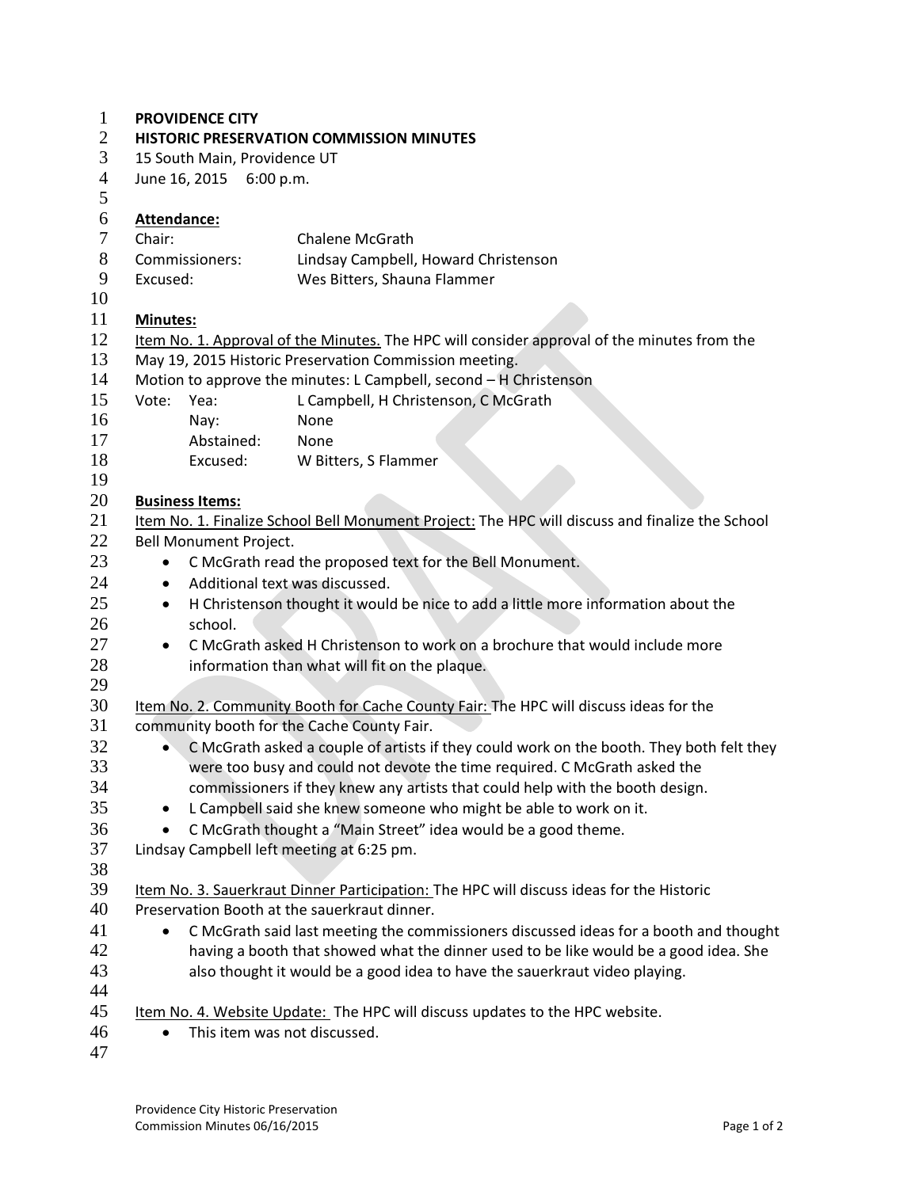**PROVIDENCE CITY**
**HISTORIC PRESERVATION COMMISSION MINUTES**
15 South Main, Providence UT
June 16, 2015 6:00 p.m.

**Attendance:**

Chair: Chalene McGrath
Commissioners: Lindsay Campbell, Howard Christenson
Excused: Wes Bitters, Shauna Flammer

**Minutes:**

Item No. 1. Approval of the Minutes. The HPC will consider approval of the minutes from the May 19, 2015 Historic Preservation Commission meeting.
Motion to approve the minutes: L Campbell, second – H Christenson

Vote: Yea: L Campbell, H Christenson, C McGrath
Nay: None
Abstained: None
Excused: W Bitters, S Flammer

**Business Items:**

Item No. 1. Finalize School Bell Monument Project: The HPC will discuss and finalize the School Bell Monument Project.

- C McGrath read the proposed text for the Bell Monument.
- Additional text was discussed.
- H Christenson thought it would be nice to add a little more information about the school.
- C McGrath asked H Christenson to work on a brochure that would include more information than what will fit on the plaque.

Item No. 2. Community Booth for Cache County Fair: The HPC will discuss ideas for the community booth for the Cache County Fair.

- C McGrath asked a couple of artists if they could work on the booth. They both felt they were too busy and could not devote the time required. C McGrath asked the commissioners if they knew any artists that could help with the booth design.
- L Campbell said she knew someone who might be able to work on it.
- C McGrath thought a "Main Street" idea would be a good theme.

Lindsay Campbell left meeting at 6:25 pm.

Item No. 3. Sauerkraut Dinner Participation: The HPC will discuss ideas for the Historic Preservation Booth at the sauerkraut dinner.

- C McGrath said last meeting the commissioners discussed ideas for a booth and thought having a booth that showed what the dinner used to be like would be a good idea. She also thought it would be a good idea to have the sauerkraut video playing.

Item No. 4. Website Update: The HPC will discuss updates to the HPC website.

- This item was not discussed.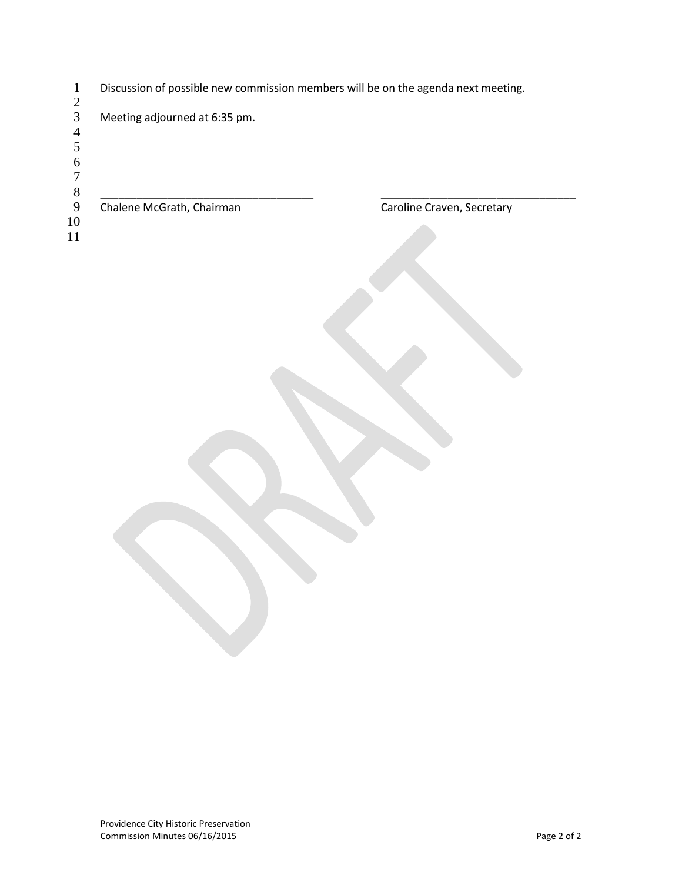Discussion of possible new commission members will be on the agenda next meeting.

Meeting adjourned at 6:35 pm.

\_\_\_\_\_\_\_\_\_\_\_\_\_\_\_\_\_\_\_\_\_\_\_\_\_\_\_\_\_\_\_\_\_\_\_ \_\_\_\_\_\_\_\_\_\_\_\_\_\_\_\_\_\_\_\_\_\_\_\_\_\_\_\_\_\_\_\_

Chalene McGrath, Chairman Caroline Craven, Secretary

DRAFT